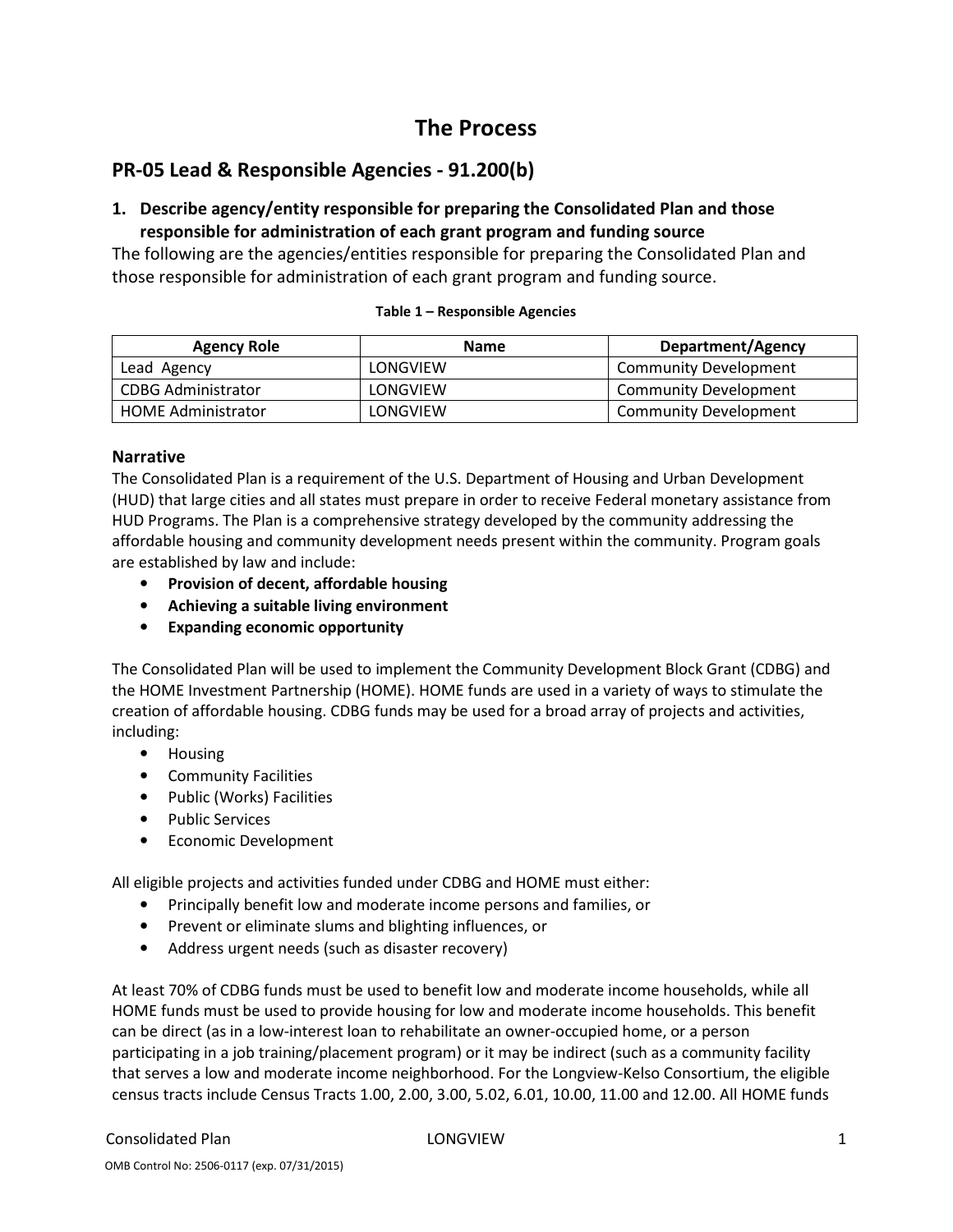# The Process

## PR-05 Lead & Responsible Agencies - 91.200(b)

### 1. Describe agency/entity responsible for preparing the Consolidated Plan and those responsible for administration of each grant program and funding source

The following are the agencies/entities responsible for preparing the Consolidated Plan and those responsible for administration of each grant program and funding source.

**Table 1 – Responsible Agencies**

| Agency Role | Name | Department/Agency |
|---|---|---|
| Lead Agency | LONGVIEW | Community Development |
| CDBG Administrator | LONGVIEW | Community Development |
| HOME Administrator | LONGVIEW | Community Development |

### Narrative

The Consolidated Plan is a requirement of the U.S. Department of Housing and Urban Development (HUD) that large cities and all states must prepare in order to receive Federal monetary assistance from HUD Programs. The Plan is a comprehensive strategy developed by the community addressing the affordable housing and community development needs present within the community. Program goals are established by law and include:

- **Provision of decent, affordable housing**
- **Achieving a suitable living environment**
- **Expanding economic opportunity**

The Consolidated Plan will be used to implement the Community Development Block Grant (CDBG) and the HOME Investment Partnership (HOME). HOME funds are used in a variety of ways to stimulate the creation of affordable housing. CDBG funds may be used for a broad array of projects and activities, including:

- Housing
- Community Facilities
- Public (Works) Facilities
- Public Services
- Economic Development

All eligible projects and activities funded under CDBG and HOME must either:

- Principally benefit low and moderate income persons and families, or
- Prevent or eliminate slums and blighting influences, or
- Address urgent needs (such as disaster recovery)

At least 70% of CDBG funds must be used to benefit low and moderate income households, while all HOME funds must be used to provide housing for low and moderate income households. This benefit can be direct (as in a low-interest loan to rehabilitate an owner-occupied home, or a person participating in a job training/placement program) or it may be indirect (such as a community facility that serves a low and moderate income neighborhood. For the Longview-Kelso Consortium, the eligible census tracts include Census Tracts 1.00, 2.00, 3.00, 5.02, 6.01, 10.00, 11.00 and 12.00. All HOME funds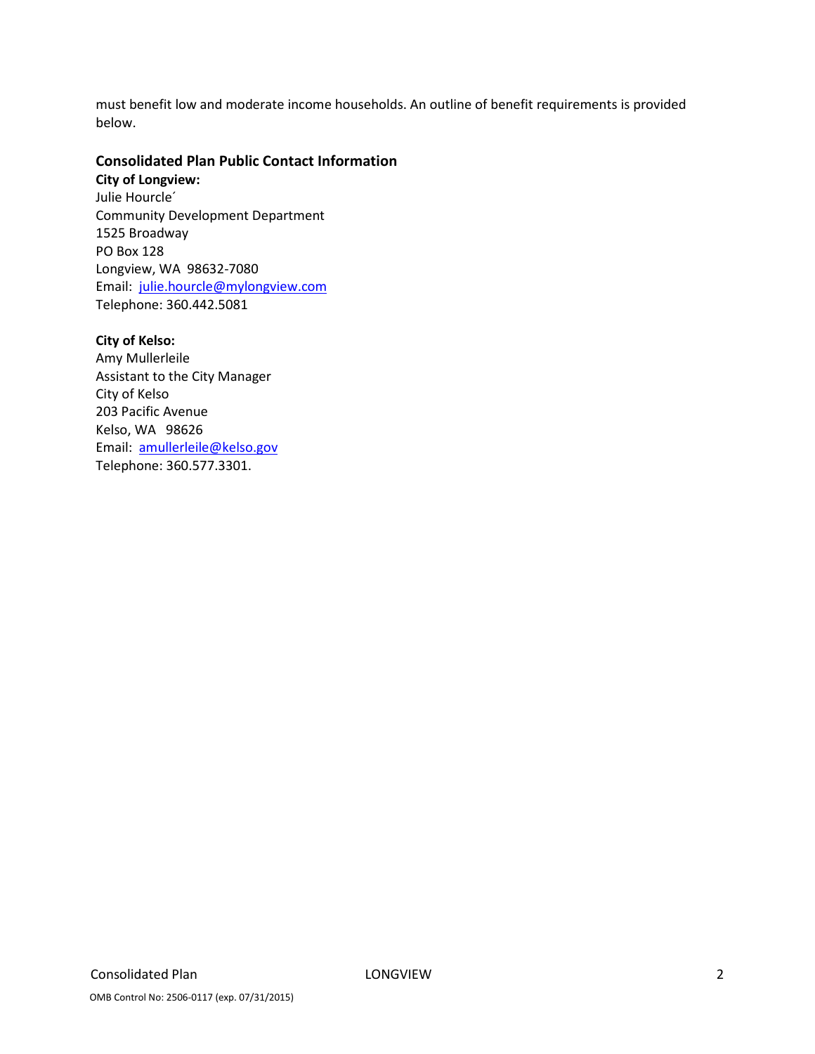must benefit low and moderate income households. An outline of benefit requirements is provided below.

### Consolidated Plan Public Contact Information

**City of Longview:**
Julie Hourcle´
Community Development Department
1525 Broadway
PO Box 128
Longview, WA 98632-7080
Email: julie.hourcle@mylongview.com
Telephone: 360.442.5081

**City of Kelso:**
Amy Mullerleile
Assistant to the City Manager
City of Kelso
203 Pacific Avenue
Kelso, WA 98626
Email: amullerleile@kelso.gov
Telephone: 360.577.3301.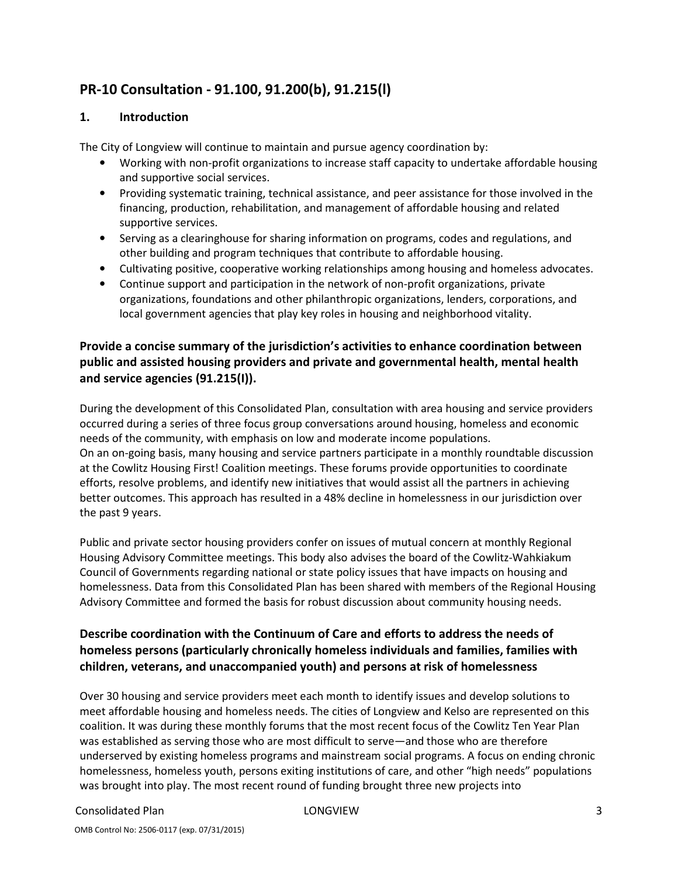## PR-10 Consultation - 91.100, 91.200(b), 91.215(l)

### 1. Introduction

The City of Longview will continue to maintain and pursue agency coordination by:

- Working with non-profit organizations to increase staff capacity to undertake affordable housing and supportive social services.
- Providing systematic training, technical assistance, and peer assistance for those involved in the financing, production, rehabilitation, and management of affordable housing and related supportive services.
- Serving as a clearinghouse for sharing information on programs, codes and regulations, and other building and program techniques that contribute to affordable housing.
- Cultivating positive, cooperative working relationships among housing and homeless advocates.
- Continue support and participation in the network of non-profit organizations, private organizations, foundations and other philanthropic organizations, lenders, corporations, and local government agencies that play key roles in housing and neighborhood vitality.

### Provide a concise summary of the jurisdiction's activities to enhance coordination between public and assisted housing providers and private and governmental health, mental health and service agencies (91.215(I)).

During the development of this Consolidated Plan, consultation with area housing and service providers occurred during a series of three focus group conversations around housing, homeless and economic needs of the community, with emphasis on low and moderate income populations.
On an on-going basis, many housing and service partners participate in a monthly roundtable discussion at the Cowlitz Housing First! Coalition meetings. These forums provide opportunities to coordinate efforts, resolve problems, and identify new initiatives that would assist all the partners in achieving better outcomes. This approach has resulted in a 48% decline in homelessness in our jurisdiction over the past 9 years.

Public and private sector housing providers confer on issues of mutual concern at monthly Regional Housing Advisory Committee meetings. This body also advises the board of the Cowlitz-Wahkiakum Council of Governments regarding national or state policy issues that have impacts on housing and homelessness. Data from this Consolidated Plan has been shared with members of the Regional Housing Advisory Committee and formed the basis for robust discussion about community housing needs.

### Describe coordination with the Continuum of Care and efforts to address the needs of homeless persons (particularly chronically homeless individuals and families, families with children, veterans, and unaccompanied youth) and persons at risk of homelessness

Over 30 housing and service providers meet each month to identify issues and develop solutions to meet affordable housing and homeless needs. The cities of Longview and Kelso are represented on this coalition. It was during these monthly forums that the most recent focus of the Cowlitz Ten Year Plan was established as serving those who are most difficult to serve—and those who are therefore underserved by existing homeless programs and mainstream social programs. A focus on ending chronic homelessness, homeless youth, persons exiting institutions of care, and other "high needs" populations was brought into play. The most recent round of funding brought three new projects into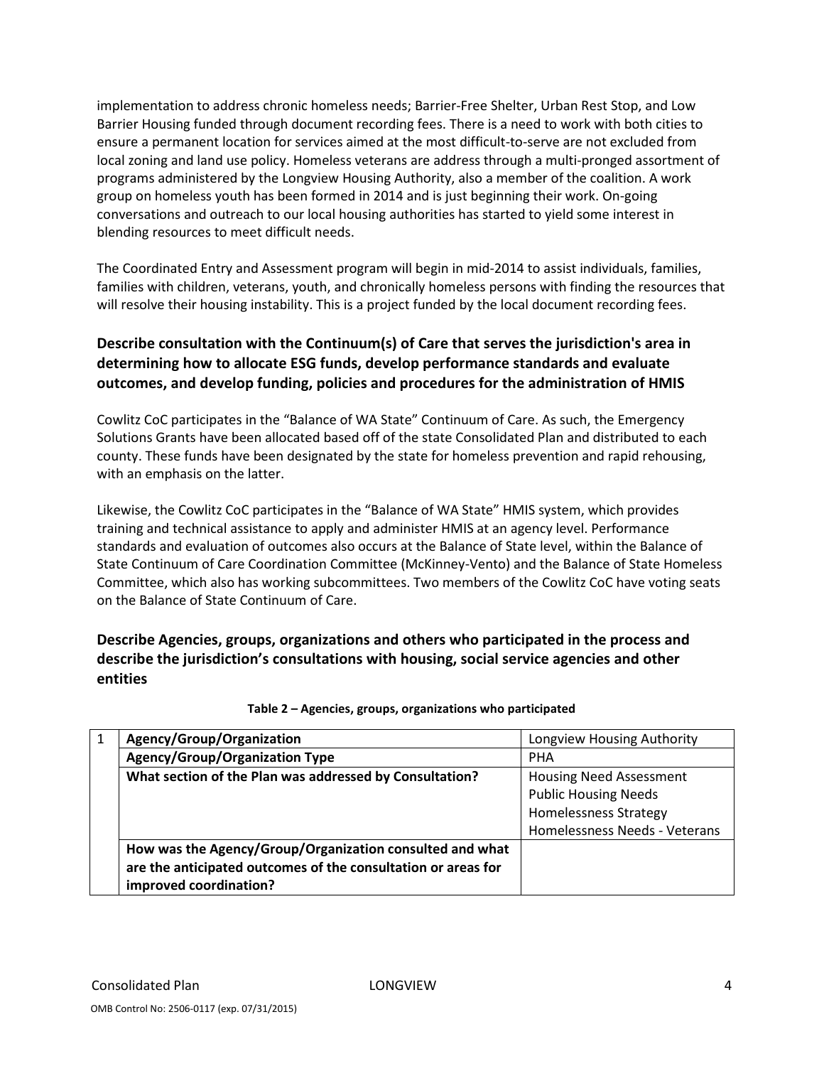implementation to address chronic homeless needs; Barrier-Free Shelter, Urban Rest Stop, and Low Barrier Housing funded through document recording fees. There is a need to work with both cities to ensure a permanent location for services aimed at the most difficult-to-serve are not excluded from local zoning and land use policy. Homeless veterans are address through a multi-pronged assortment of programs administered by the Longview Housing Authority, also a member of the coalition. A work group on homeless youth has been formed in 2014 and is just beginning their work. On-going conversations and outreach to our local housing authorities has started to yield some interest in blending resources to meet difficult needs.

The Coordinated Entry and Assessment program will begin in mid-2014 to assist individuals, families, families with children, veterans, youth, and chronically homeless persons with finding the resources that will resolve their housing instability. This is a project funded by the local document recording fees.

### Describe consultation with the Continuum(s) of Care that serves the jurisdiction's area in determining how to allocate ESG funds, develop performance standards and evaluate outcomes, and develop funding, policies and procedures for the administration of HMIS

Cowlitz CoC participates in the "Balance of WA State" Continuum of Care. As such, the Emergency Solutions Grants have been allocated based off of the state Consolidated Plan and distributed to each county. These funds have been designated by the state for homeless prevention and rapid rehousing, with an emphasis on the latter.

Likewise, the Cowlitz CoC participates in the "Balance of WA State" HMIS system, which provides training and technical assistance to apply and administer HMIS at an agency level. Performance standards and evaluation of outcomes also occurs at the Balance of State level, within the Balance of State Continuum of Care Coordination Committee (McKinney-Vento) and the Balance of State Homeless Committee, which also has working subcommittees. Two members of the Cowlitz CoC have voting seats on the Balance of State Continuum of Care.

### Describe Agencies, groups, organizations and others who participated in the process and describe the jurisdiction's consultations with housing, social service agencies and other entities

**Table 2 – Agencies, groups, organizations who participated**

| | | |
|---|---|---|
| 1 | **Agency/Group/Organization** | Longview Housing Authority |
| | **Agency/Group/Organization Type** | PHA |
| | **What section of the Plan was addressed by Consultation?** | Housing Need Assessment<br>Public Housing Needs<br>Homelessness Strategy<br>Homelessness Needs - Veterans |
| | **How was the Agency/Group/Organization consulted and what are the anticipated outcomes of the consultation or areas for improved coordination?** | |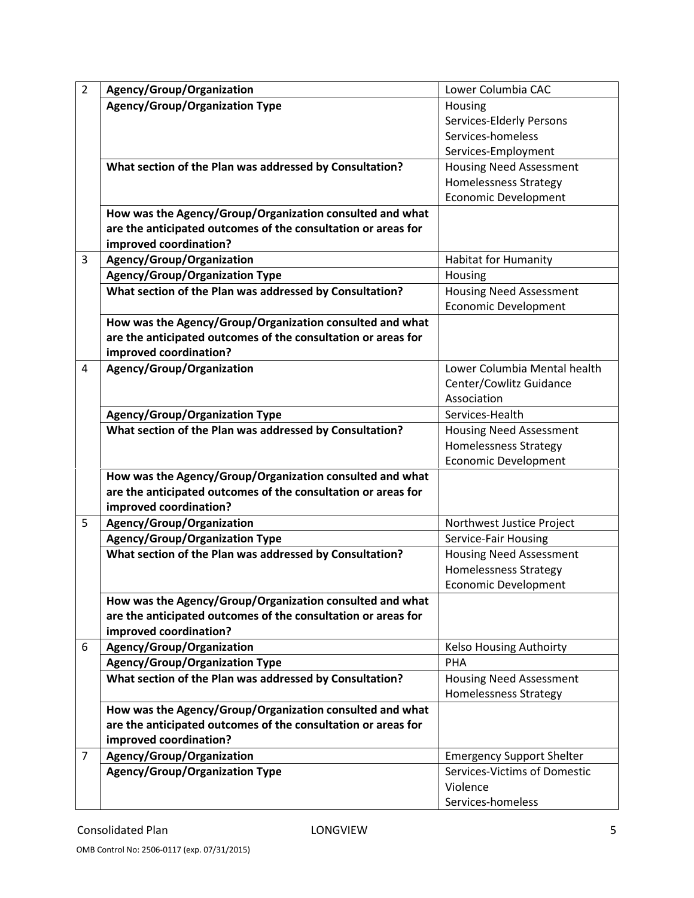| | | |
|---|---|---|
| 2 | **Agency/Group/Organization** | Lower Columbia CAC |
| | **Agency/Group/Organization Type** | Housing<br>Services-Elderly Persons<br>Services-homeless<br>Services-Employment |
| | **What section of the Plan was addressed by Consultation?** | Housing Need Assessment<br>Homelessness Strategy<br>Economic Development |
| | **How was the Agency/Group/Organization consulted and what are the anticipated outcomes of the consultation or areas for improved coordination?** | |
| 3 | **Agency/Group/Organization** | Habitat for Humanity |
| | **Agency/Group/Organization Type** | Housing |
| | **What section of the Plan was addressed by Consultation?** | Housing Need Assessment<br>Economic Development |
| | **How was the Agency/Group/Organization consulted and what are the anticipated outcomes of the consultation or areas for improved coordination?** | |
| 4 | **Agency/Group/Organization** | Lower Columbia Mental health Center/Cowlitz Guidance Association |
| | **Agency/Group/Organization Type** | Services-Health |
| | **What section of the Plan was addressed by Consultation?** | Housing Need Assessment<br>Homelessness Strategy<br>Economic Development |
| | **How was the Agency/Group/Organization consulted and what are the anticipated outcomes of the consultation or areas for improved coordination?** | |
| 5 | **Agency/Group/Organization** | Northwest Justice Project |
| | **Agency/Group/Organization Type** | Service-Fair Housing |
| | **What section of the Plan was addressed by Consultation?** | Housing Need Assessment<br>Homelessness Strategy<br>Economic Development |
| | **How was the Agency/Group/Organization consulted and what are the anticipated outcomes of the consultation or areas for improved coordination?** | |
| 6 | **Agency/Group/Organization** | Kelso Housing Authoirty |
| | **Agency/Group/Organization Type** | PHA |
| | **What section of the Plan was addressed by Consultation?** | Housing Need Assessment<br>Homelessness Strategy |
| | **How was the Agency/Group/Organization consulted and what are the anticipated outcomes of the consultation or areas for improved coordination?** | |
| 7 | **Agency/Group/Organization** | Emergency Support Shelter |
| | **Agency/Group/Organization Type** | Services-Victims of Domestic Violence<br>Services-homeless |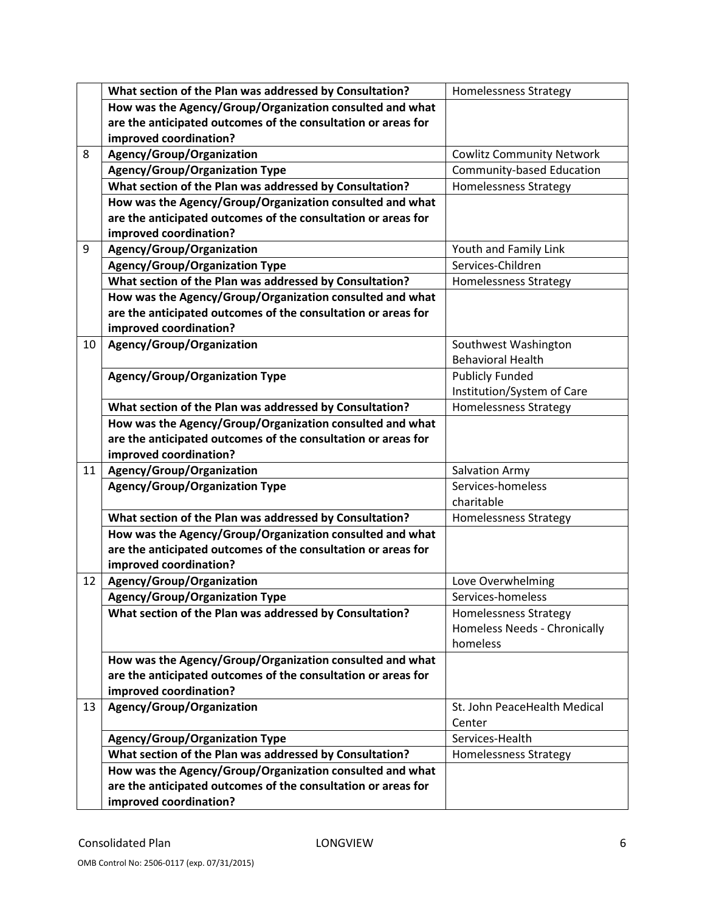| | | |
|---|---|---|
| | **What section of the Plan was addressed by Consultation?** | Homelessness Strategy |
| | **How was the Agency/Group/Organization consulted and what are the anticipated outcomes of the consultation or areas for improved coordination?** | |
| 8 | **Agency/Group/Organization** | Cowlitz Community Network |
| | **Agency/Group/Organization Type** | Community-based Education |
| | **What section of the Plan was addressed by Consultation?** | Homelessness Strategy |
| | **How was the Agency/Group/Organization consulted and what are the anticipated outcomes of the consultation or areas for improved coordination?** | |
| 9 | **Agency/Group/Organization** | Youth and Family Link |
| | **Agency/Group/Organization Type** | Services-Children |
| | **What section of the Plan was addressed by Consultation?** | Homelessness Strategy |
| | **How was the Agency/Group/Organization consulted and what are the anticipated outcomes of the consultation or areas for improved coordination?** | |
| 10 | **Agency/Group/Organization** | Southwest Washington Behavioral Health |
| | **Agency/Group/Organization Type** | Publicly Funded Institution/System of Care |
| | **What section of the Plan was addressed by Consultation?** | Homelessness Strategy |
| | **How was the Agency/Group/Organization consulted and what are the anticipated outcomes of the consultation or areas for improved coordination?** | |
| 11 | **Agency/Group/Organization** | Salvation Army |
| | **Agency/Group/Organization Type** | Services-homeless charitable |
| | **What section of the Plan was addressed by Consultation?** | Homelessness Strategy |
| | **How was the Agency/Group/Organization consulted and what are the anticipated outcomes of the consultation or areas for improved coordination?** | |
| 12 | **Agency/Group/Organization** | Love Overwhelming |
| | **Agency/Group/Organization Type** | Services-homeless |
| | **What section of the Plan was addressed by Consultation?** | Homelessness Strategy Homeless Needs - Chronically homeless |
| | **How was the Agency/Group/Organization consulted and what are the anticipated outcomes of the consultation or areas for improved coordination?** | |
| 13 | **Agency/Group/Organization** | St. John PeaceHealth Medical Center |
| | **Agency/Group/Organization Type** | Services-Health |
| | **What section of the Plan was addressed by Consultation?** | Homelessness Strategy |
| | **How was the Agency/Group/Organization consulted and what are the anticipated outcomes of the consultation or areas for improved coordination?** | |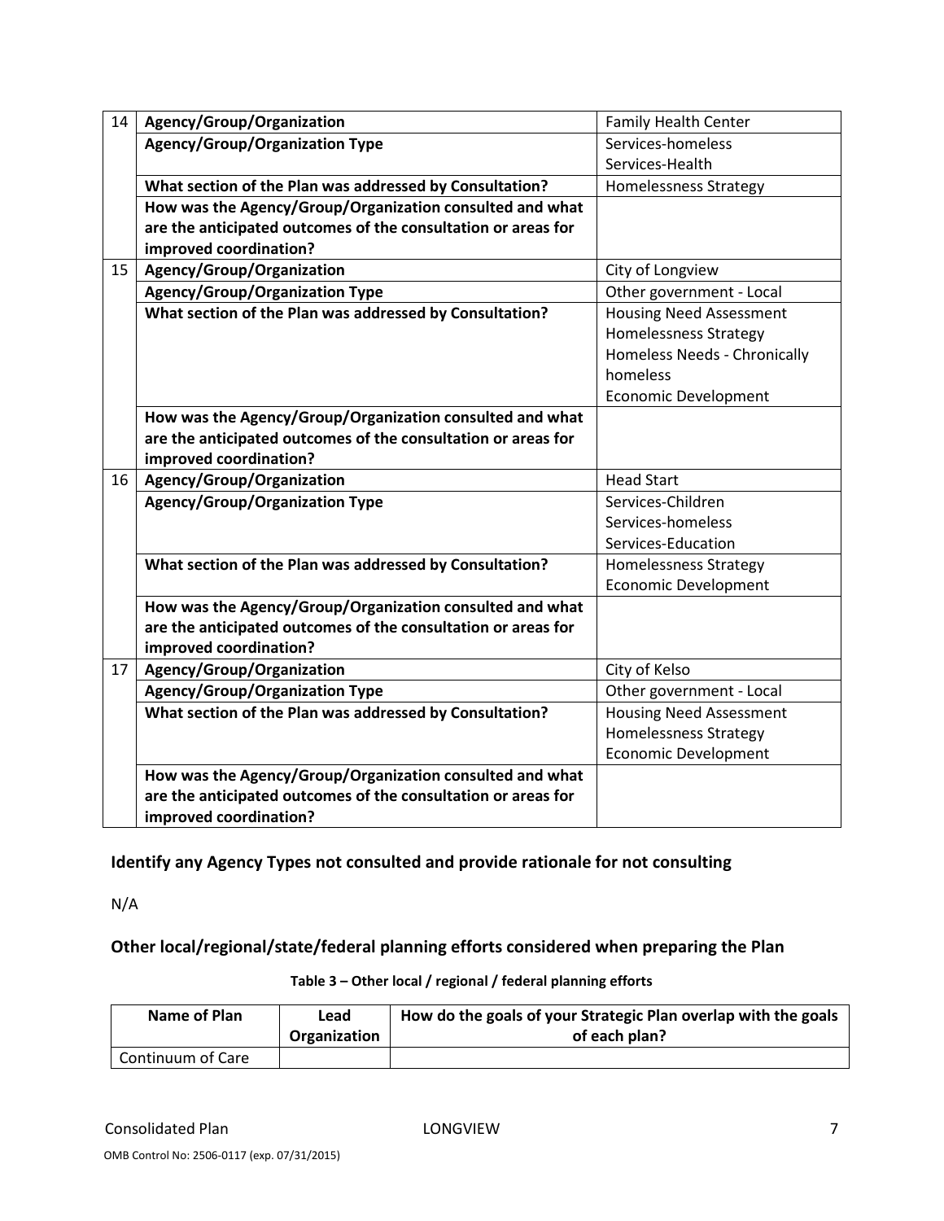| | | |
|---|---|---|
| 14 | **Agency/Group/Organization** | Family Health Center |
| | **Agency/Group/Organization Type** | Services-homeless<br>Services-Health |
| | **What section of the Plan was addressed by Consultation?** | Homelessness Strategy |
| | **How was the Agency/Group/Organization consulted and what are the anticipated outcomes of the consultation or areas for improved coordination?** | |
| 15 | **Agency/Group/Organization** | City of Longview |
| | **Agency/Group/Organization Type** | Other government - Local |
| | **What section of the Plan was addressed by Consultation?** | Housing Need Assessment<br>Homelessness Strategy<br>Homeless Needs - Chronically homeless<br>Economic Development |
| | **How was the Agency/Group/Organization consulted and what are the anticipated outcomes of the consultation or areas for improved coordination?** | |
| 16 | **Agency/Group/Organization** | Head Start |
| | **Agency/Group/Organization Type** | Services-Children<br>Services-homeless<br>Services-Education |
| | **What section of the Plan was addressed by Consultation?** | Homelessness Strategy<br>Economic Development |
| | **How was the Agency/Group/Organization consulted and what are the anticipated outcomes of the consultation or areas for improved coordination?** | |
| 17 | **Agency/Group/Organization** | City of Kelso |
| | **Agency/Group/Organization Type** | Other government - Local |
| | **What section of the Plan was addressed by Consultation?** | Housing Need Assessment<br>Homelessness Strategy<br>Economic Development |
| | **How was the Agency/Group/Organization consulted and what are the anticipated outcomes of the consultation or areas for improved coordination?** | |

### Identify any Agency Types not consulted and provide rationale for not consulting

N/A

### Other local/regional/state/federal planning efforts considered when preparing the Plan

**Table 3 – Other local / regional / federal planning efforts**

| Name of Plan | Lead Organization | How do the goals of your Strategic Plan overlap with the goals of each plan? |
|---|---|---|
| Continuum of Care | | |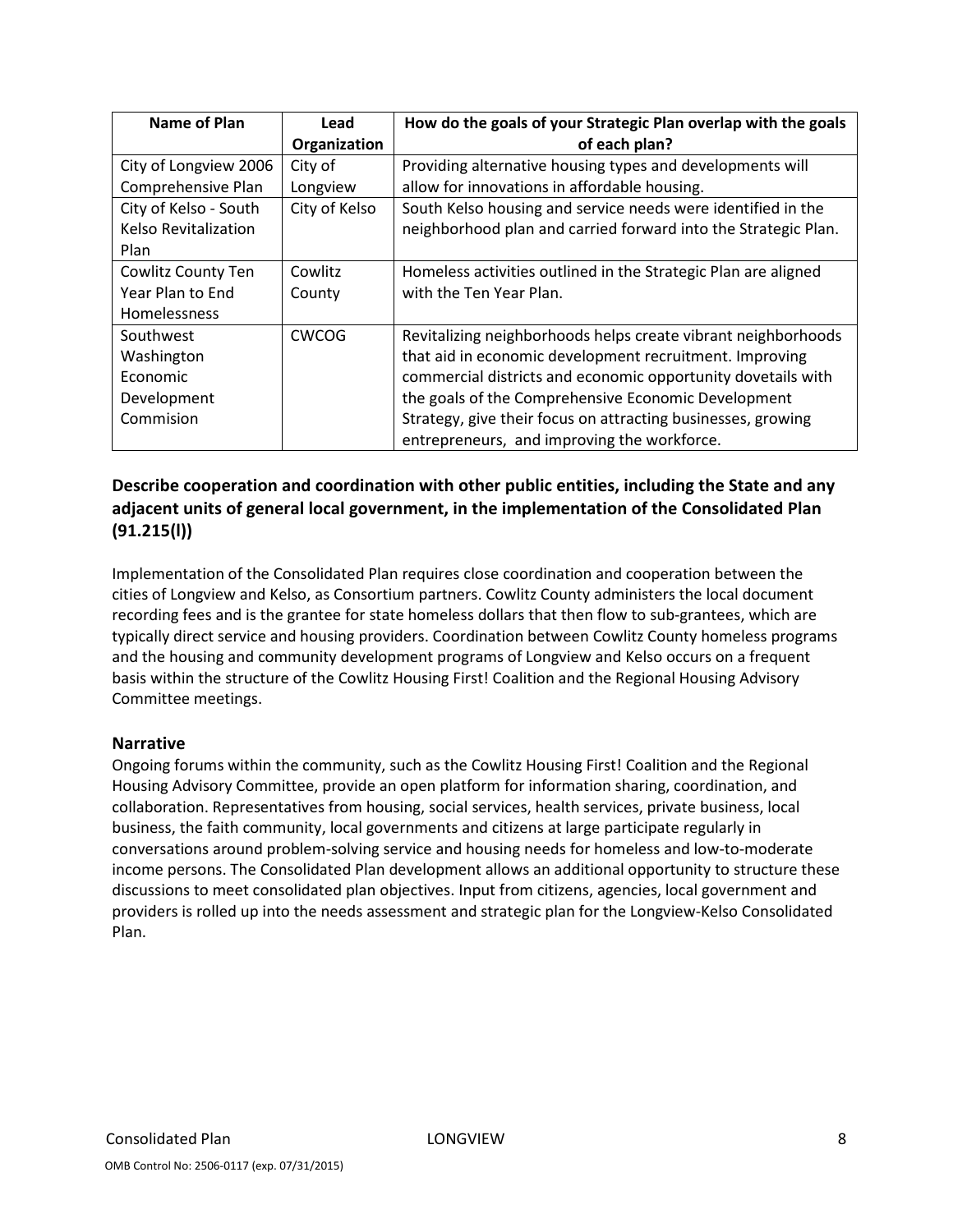| Name of Plan | Lead Organization | How do the goals of your Strategic Plan overlap with the goals of each plan? |
|---|---|---|
| City of Longview 2006 Comprehensive Plan | City of Longview | Providing alternative housing types and developments will allow for innovations in affordable housing. |
| City of Kelso - South Kelso Revitalization Plan | City of Kelso | South Kelso housing and service needs were identified in the neighborhood plan and carried forward into the Strategic Plan. |
| Cowlitz County Ten Year Plan to End Homelessness | Cowlitz County | Homeless activities outlined in the Strategic Plan are aligned with the Ten Year Plan. |
| Southwest Washington Economic Development Commision | CWCOG | Revitalizing neighborhoods helps create vibrant neighborhoods that aid in economic development recruitment. Improving commercial districts and economic opportunity dovetails with the goals of the Comprehensive Economic Development Strategy, give their focus on attracting businesses, growing entrepreneurs, and improving the workforce. |

### Describe cooperation and coordination with other public entities, including the State and any adjacent units of general local government, in the implementation of the Consolidated Plan (91.215(l))

Implementation of the Consolidated Plan requires close coordination and cooperation between the cities of Longview and Kelso, as Consortium partners. Cowlitz County administers the local document recording fees and is the grantee for state homeless dollars that then flow to sub-grantees, which are typically direct service and housing providers. Coordination between Cowlitz County homeless programs and the housing and community development programs of Longview and Kelso occurs on a frequent basis within the structure of the Cowlitz Housing First! Coalition and the Regional Housing Advisory Committee meetings.

### Narrative

Ongoing forums within the community, such as the Cowlitz Housing First! Coalition and the Regional Housing Advisory Committee, provide an open platform for information sharing, coordination, and collaboration. Representatives from housing, social services, health services, private business, local business, the faith community, local governments and citizens at large participate regularly in conversations around problem-solving service and housing needs for homeless and low-to-moderate income persons. The Consolidated Plan development allows an additional opportunity to structure these discussions to meet consolidated plan objectives. Input from citizens, agencies, local government and providers is rolled up into the needs assessment and strategic plan for the Longview-Kelso Consolidated Plan.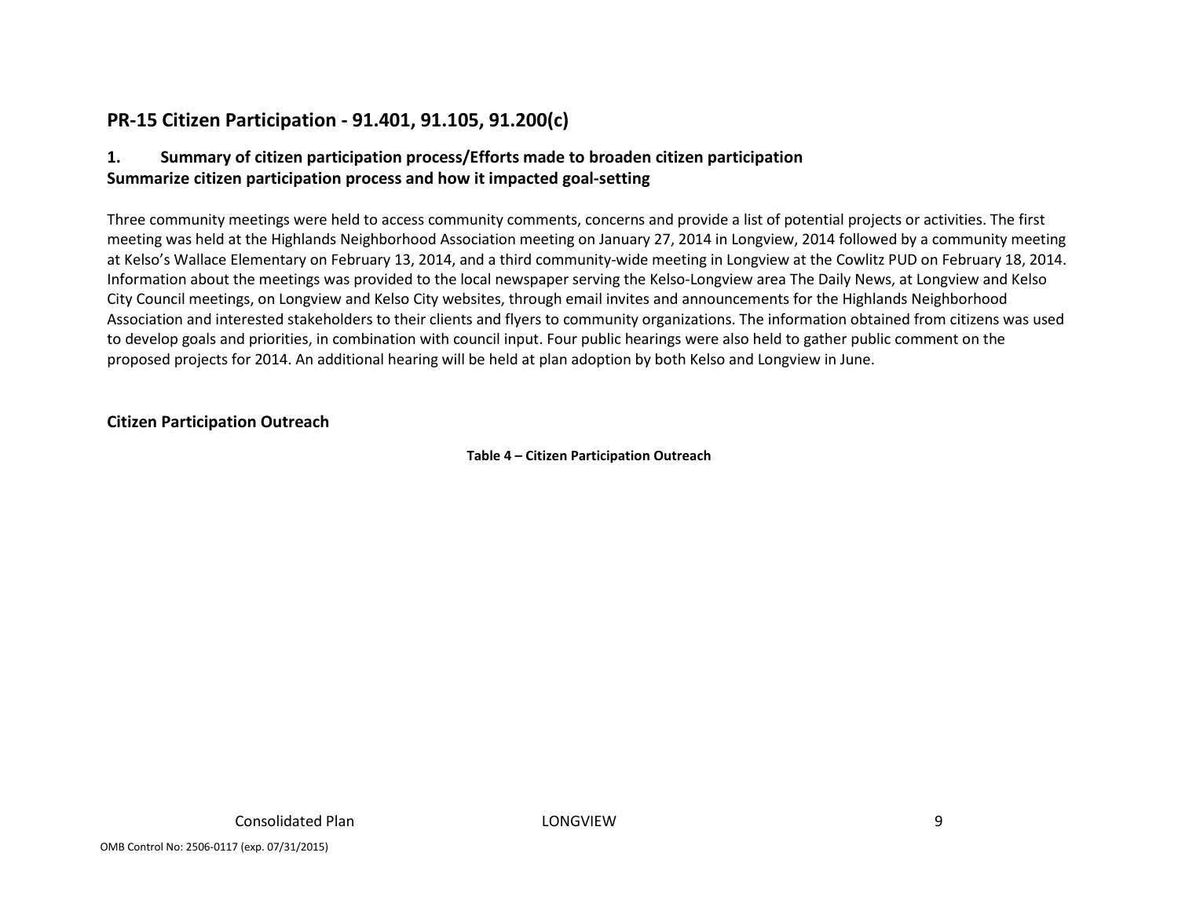## PR-15 Citizen Participation - 91.401, 91.105, 91.200(c)

### 1. Summary of citizen participation process/Efforts made to broaden citizen participation

**Summarize citizen participation process and how it impacted goal-setting**

Three community meetings were held to access community comments, concerns and provide a list of potential projects or activities. The first meeting was held at the Highlands Neighborhood Association meeting on January 27, 2014 in Longview, 2014 followed by a community meeting at Kelso's Wallace Elementary on February 13, 2014, and a third community-wide meeting in Longview at the Cowlitz PUD on February 18, 2014. Information about the meetings was provided to the local newspaper serving the Kelso-Longview area The Daily News, at Longview and Kelso City Council meetings, on Longview and Kelso City websites, through email invites and announcements for the Highlands Neighborhood Association and interested stakeholders to their clients and flyers to community organizations. The information obtained from citizens was used to develop goals and priorities, in combination with council input. Four public hearings were also held to gather public comment on the proposed projects for 2014. An additional hearing will be held at plan adoption by both Kelso and Longview in June.

## Citizen Participation Outreach

**Table 4 – Citizen Participation Outreach**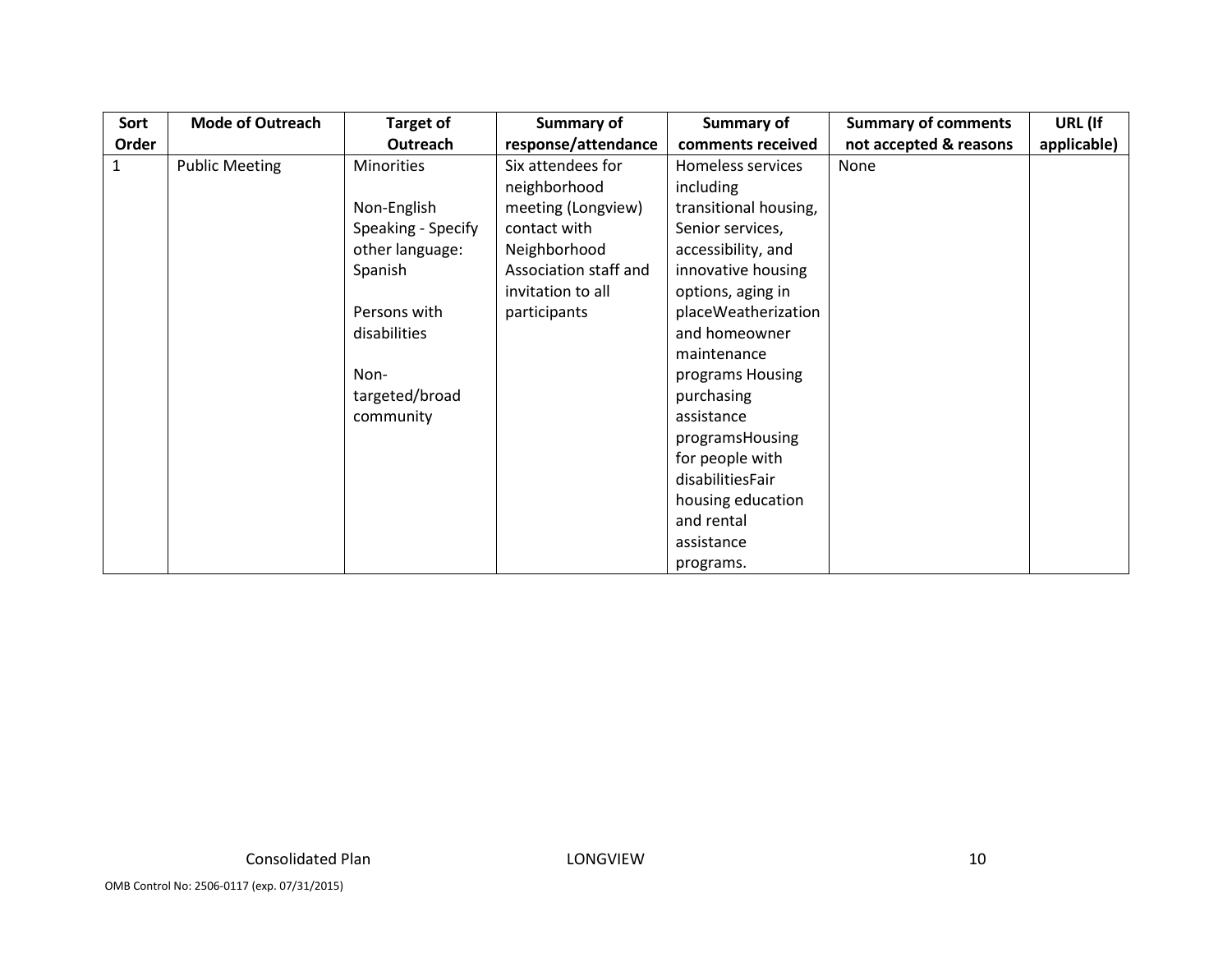| Sort Order | Mode of Outreach | Target of Outreach | Summary of response/attendance | Summary of comments received | Summary of comments not accepted & reasons | URL (If applicable) |
|---|---|---|---|---|---|---|
| 1 | Public Meeting | Minorities<br><br>Non-English Speaking - Specify other language: Spanish<br><br>Persons with disabilities<br><br>Non-targeted/broad community | Six attendees for neighborhood meeting (Longview) contact with Neighborhood Association staff and invitation to all participants | Homeless services including transitional housing, Senior services, accessibility, and innovative housing options, aging in placeWeatherization and homeowner maintenance programs Housing purchasing assistance programsHousing for people with disabilitiesFair housing education and rental assistance programs. | None | |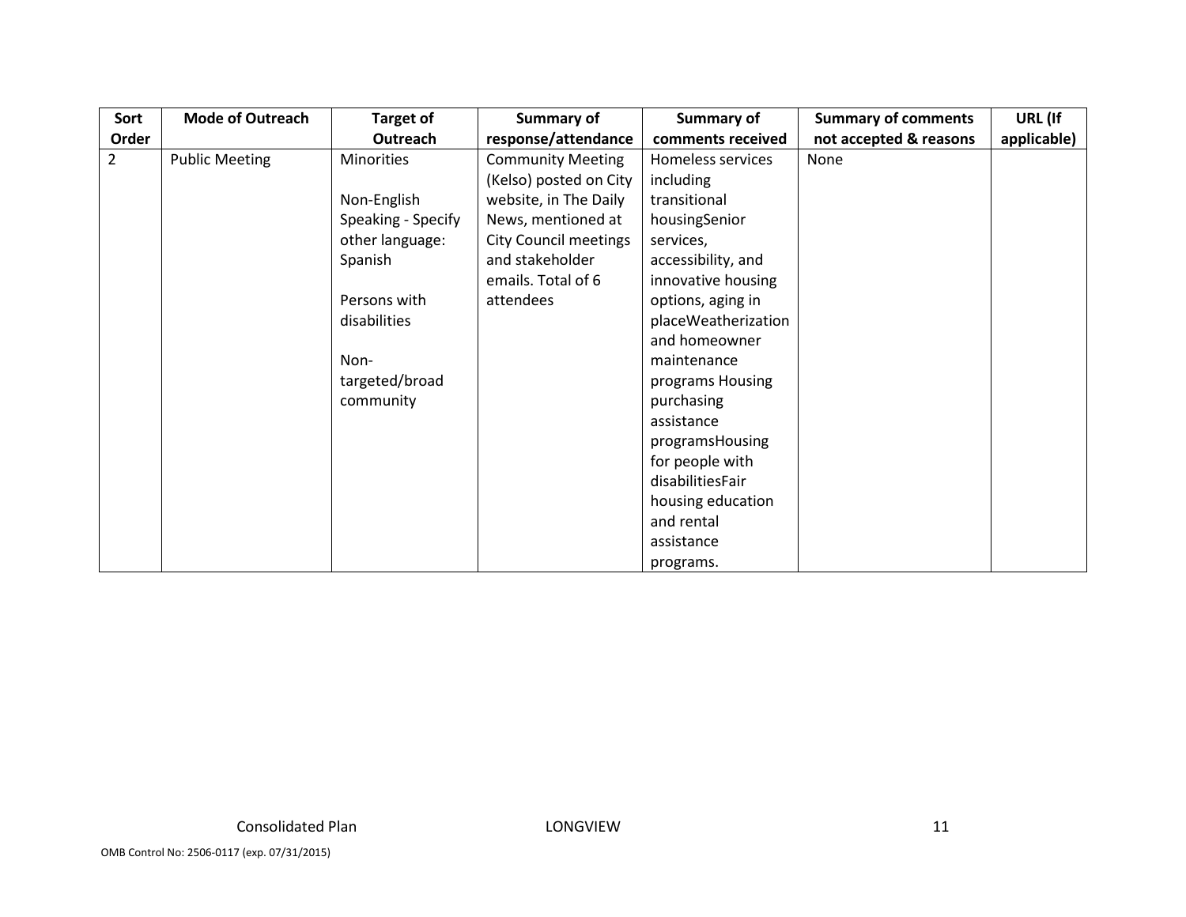| Sort Order | Mode of Outreach | Target of Outreach | Summary of response/attendance | Summary of comments received | Summary of comments not accepted & reasons | URL (If applicable) |
|---|---|---|---|---|---|---|
| 2 | Public Meeting | Minorities<br><br>Non-English Speaking - Specify other language: Spanish<br><br>Persons with disabilities<br><br>Non-targeted/broad community | Community Meeting (Kelso) posted on City website, in The Daily News, mentioned at City Council meetings and stakeholder emails. Total of 6 attendees | Homeless services including transitional housingSenior services, accessibility, and innovative housing options, aging in placeWeatherization and homeowner maintenance programs Housing purchasing assistance programsHousing for people with disabilitiesFair housing education and rental assistance programs. | None | |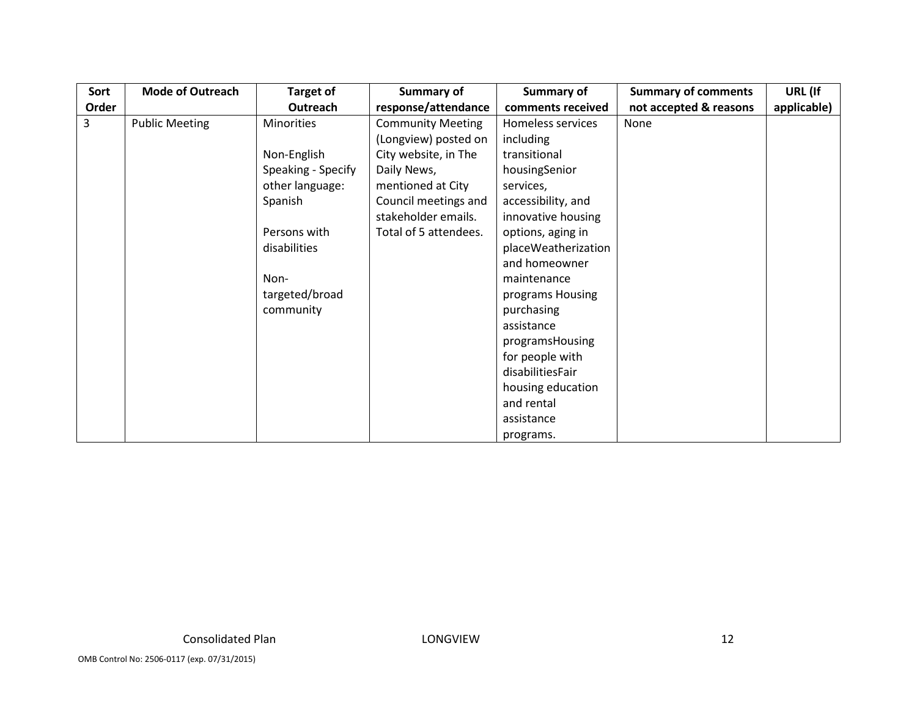| Sort Order | Mode of Outreach | Target of Outreach | Summary of response/attendance | Summary of comments received | Summary of comments not accepted & reasons | URL (If applicable) |
|---|---|---|---|---|---|---|
| 3 | Public Meeting | Minorities<br><br>Non-English Speaking - Specify other language: Spanish<br><br>Persons with disabilities<br><br>Non-targeted/broad community | Community Meeting (Longview) posted on City website, in The Daily News, mentioned at City Council meetings and stakeholder emails. Total of 5 attendees. | Homeless services including transitional housingSenior services, accessibility, and innovative housing options, aging in placeWeatherization and homeowner maintenance programs Housing purchasing assistance programsHousing for people with disabilitiesFair housing education and rental assistance programs. | None | |